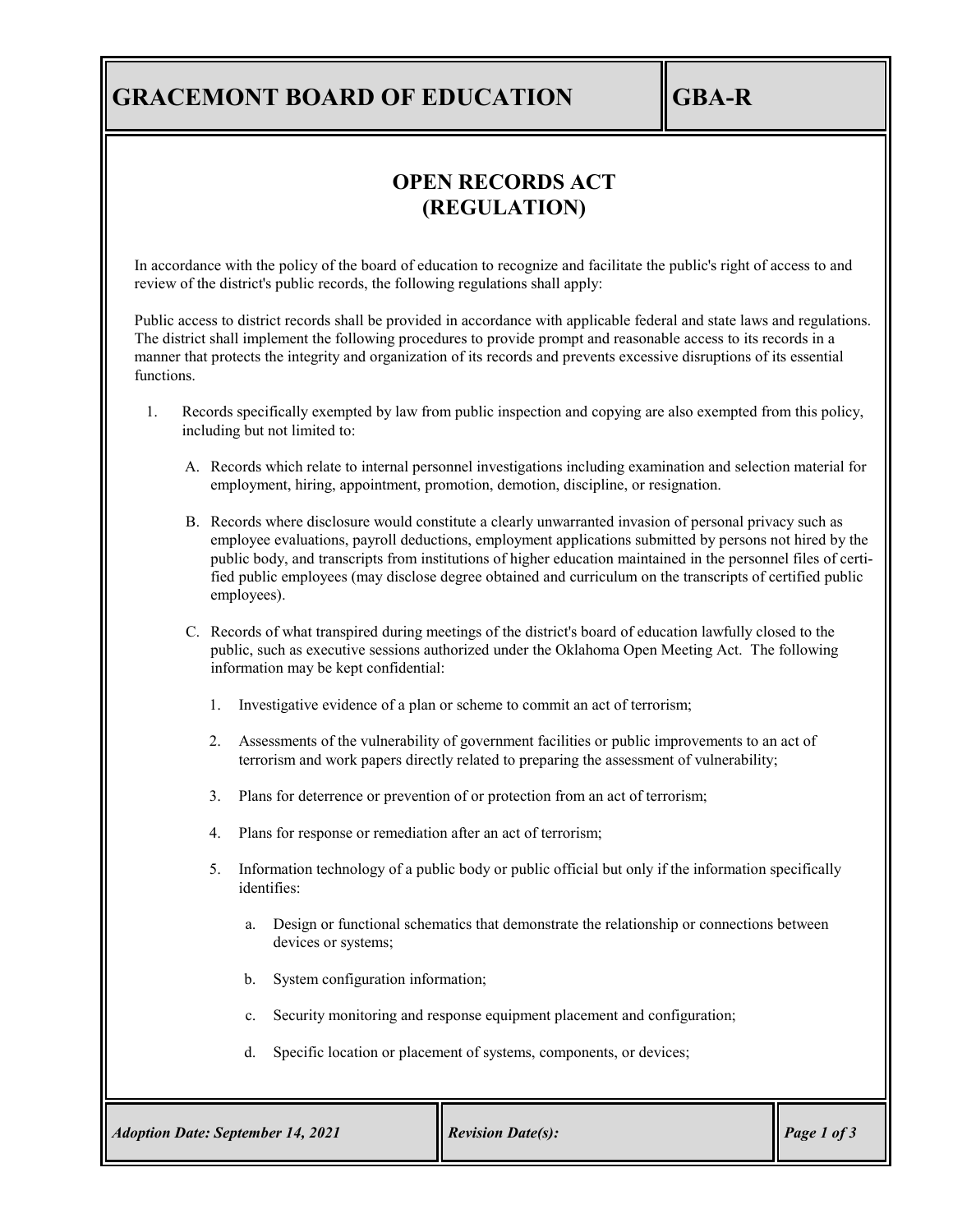# GRACEMONT BOARD OF EDUCATION

GBA-R

## OPEN RECORDS ACT
## (REGULATION)

In accordance with the policy of the board of education to recognize and facilitate the public's right of access to and review of the district's public records, the following regulations shall apply:

Public access to district records shall be provided in accordance with applicable federal and state laws and regulations. The district shall implement the following procedures to provide prompt and reasonable access to its records in a manner that protects the integrity and organization of its records and prevents excessive disruptions of its essential functions.

1. Records specifically exempted by law from public inspection and copying are also exempted from this policy, including but not limited to:

   A. Records which relate to internal personnel investigations including examination and selection material for employment, hiring, appointment, promotion, demotion, discipline, or resignation.

   B. Records where disclosure would constitute a clearly unwarranted invasion of personal privacy such as employee evaluations, payroll deductions, employment applications submitted by persons not hired by the public body, and transcripts from institutions of higher education maintained in the personnel files of certified public employees (may disclose degree obtained and curriculum on the transcripts of certified public employees).

   C. Records of what transpired during meetings of the district's board of education lawfully closed to the public, such as executive sessions authorized under the Oklahoma Open Meeting Act. The following information may be kept confidential:

      1. Investigative evidence of a plan or scheme to commit an act of terrorism;

      2. Assessments of the vulnerability of government facilities or public improvements to an act of terrorism and work papers directly related to preparing the assessment of vulnerability;

      3. Plans for deterrence or prevention of or protection from an act of terrorism;

      4. Plans for response or remediation after an act of terrorism;

      5. Information technology of a public body or public official but only if the information specifically identifies:

         a. Design or functional schematics that demonstrate the relationship or connections between devices or systems;

         b. System configuration information;

         c. Security monitoring and response equipment placement and configuration;

         d. Specific location or placement of systems, components, or devices;

*Adoption Date: September 14, 2021* | *Revision Date(s):*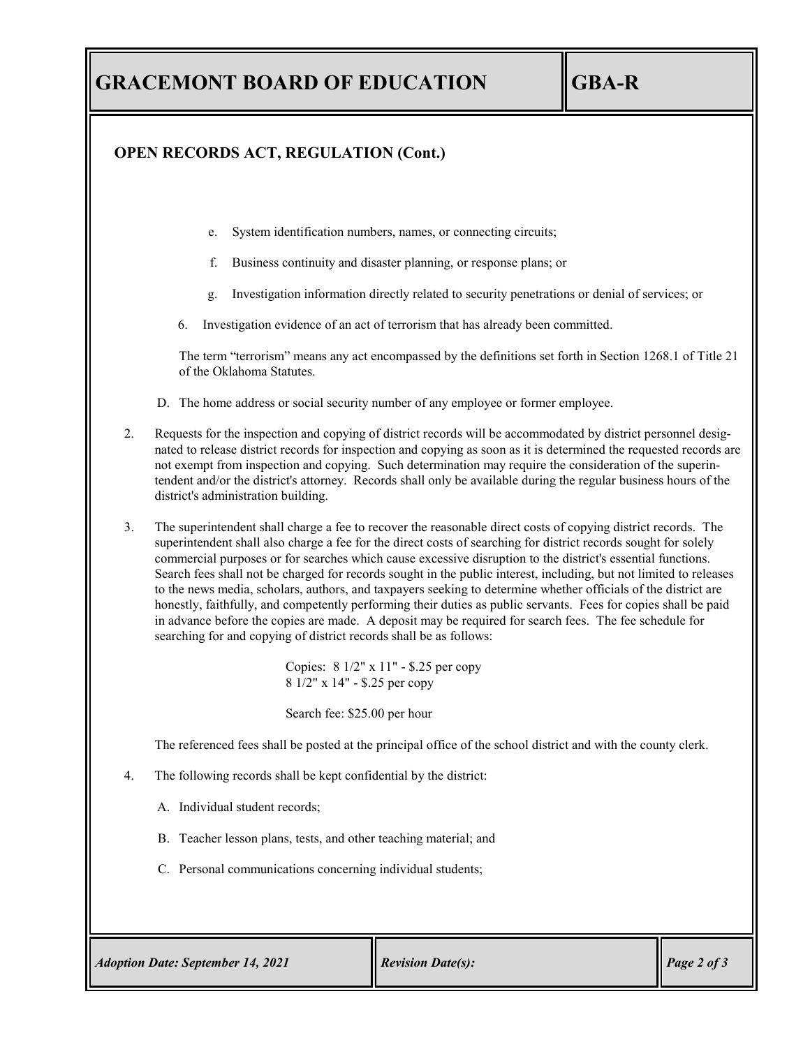## OPEN RECORDS ACT, REGULATION (Cont.)

e. System identification numbers, names, or connecting circuits;

f. Business continuity and disaster planning, or response plans; or

g. Investigation information directly related to security penetrations or denial of services; or

6. Investigation evidence of an act of terrorism that has already been committed.

The term "terrorism" means any act encompassed by the definitions set forth in Section 1268.1 of Title 21 of the Oklahoma Statutes.

D. The home address or social security number of any employee or former employee.

2. Requests for the inspection and copying of district records will be accommodated by district personnel designated to release district records for inspection and copying as soon as it is determined the requested records are not exempt from inspection and copying. Such determination may require the consideration of the superintendent and/or the district's attorney. Records shall only be available during the regular business hours of the district's administration building.

3. The superintendent shall charge a fee to recover the reasonable direct costs of copying district records. The superintendent shall also charge a fee for the direct costs of searching for district records sought for solely commercial purposes or for searches which cause excessive disruption to the district's essential functions. Search fees shall not be charged for records sought in the public interest, including, but not limited to releases to the news media, scholars, authors, and taxpayers seeking to determine whether officials of the district are honestly, faithfully, and competently performing their duties as public servants. Fees for copies shall be paid in advance before the copies are made. A deposit may be required for search fees. The fee schedule for searching for and copying of district records shall be as follows:

   Copies: 8 1/2" x 11" - $.25 per copy
   8 1/2" x 14" - $.25 per copy

   Search fee: $25.00 per hour

   The referenced fees shall be posted at the principal office of the school district and with the county clerk.

4. The following records shall be kept confidential by the district:

   A. Individual student records;

   B. Teacher lesson plans, tests, and other teaching material; and

   C. Personal communications concerning individual students;

*Adoption Date: September 14, 2021* | *Revision Date(s):*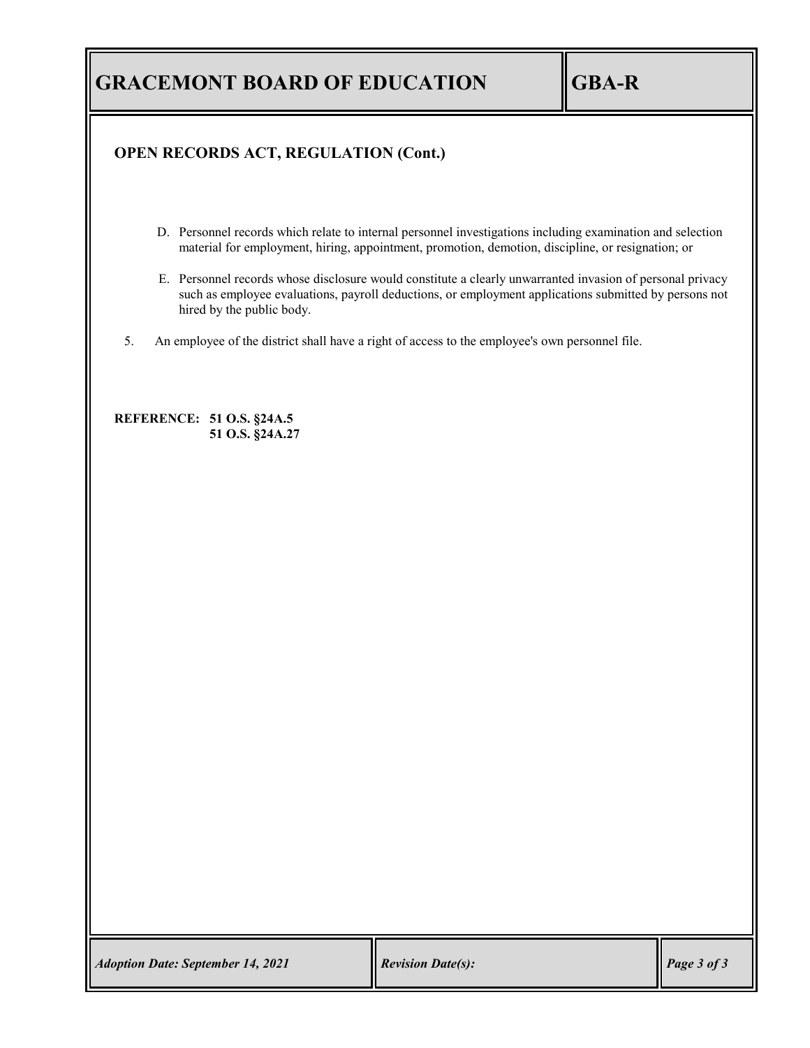## OPEN RECORDS ACT, REGULATION (Cont.)

D. Personnel records which relate to internal personnel investigations including examination and selection material for employment, hiring, appointment, promotion, demotion, discipline, or resignation; or

E. Personnel records whose disclosure would constitute a clearly unwarranted invasion of personal privacy such as employee evaluations, payroll deductions, or employment applications submitted by persons not hired by the public body.

5. An employee of the district shall have a right of access to the employee's own personnel file.

**REFERENCE: 51 O.S. §24A.5**
**51 O.S. §24A.27**

*Adoption Date: September 14, 2021* | *Revision Date(s):*